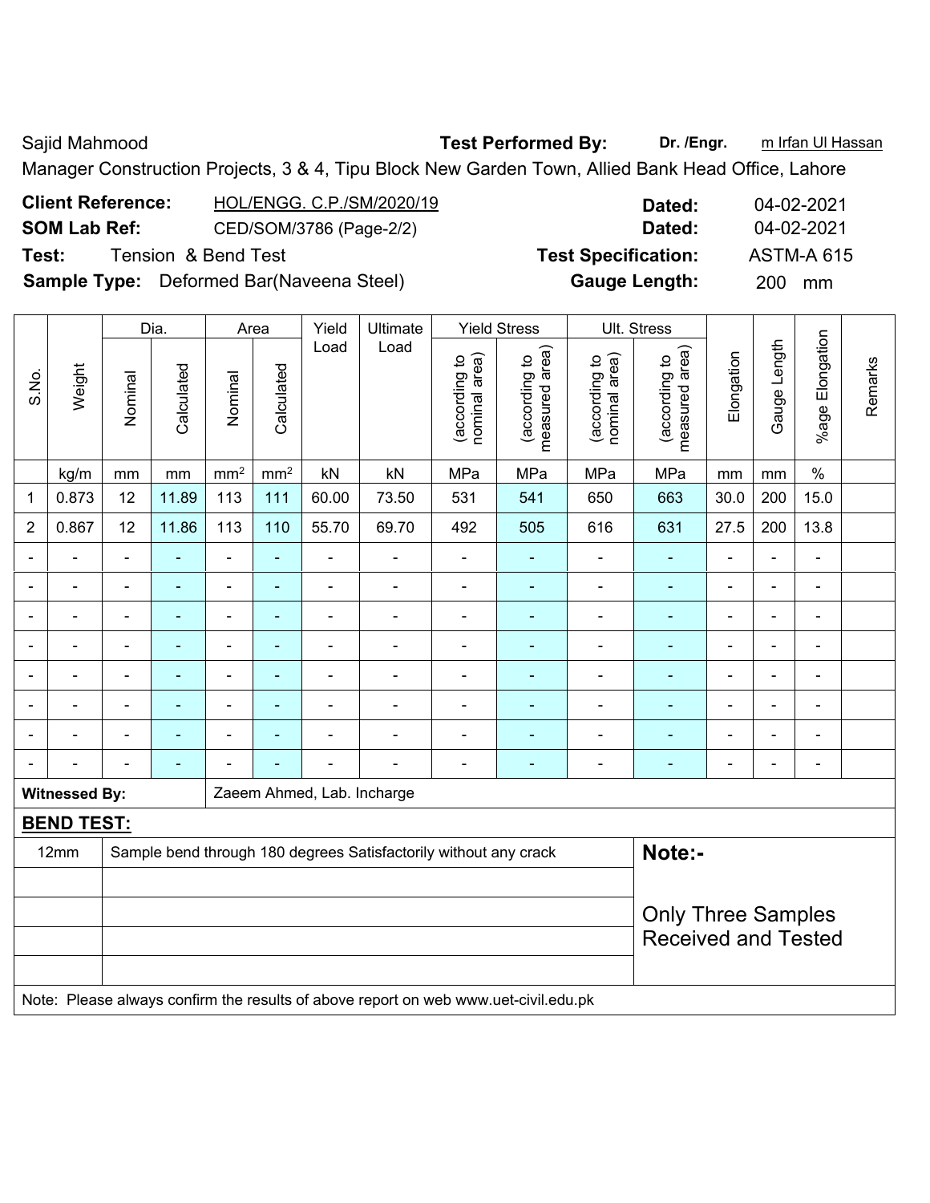Sajid Mahmood **Test Performed By:** **Dr. /Engr.** m Irfan Ul Hassan

Manager Construction Projects, 3 & 4, Tipu Block New Garden Town, Allied Bank Head Office, Lahore

**Client Reference:** HOL/ENGG. C.P./SM/2020/19 **Dated:** 04-02-2021

**SOM Lab Ref:** CED/SOM/3786 (Page-2/2) **Dated:** 04-02-2021

**Test:** Tension & Bend Test **Test Specification:** ASTM-A 615

**Sample Type:** Deformed Bar(Naveena Steel) **Gauge Length:** 200 mm

| S.No. | Weight | Dia. | | Area | | Yield Load | Ultimate Load | Yield Stress | | Ult. Stress | | Elongation | Gauge Length | %age Elongation | Remarks |
|---|---|---|---|---|---|---|---|---|---|---|---|---|---|---|---|
| | | Nominal | Calculated | Nominal | Calculated | | | (according to nominal area) | (according to measured area) | (according to nominal area) | (according to measured area) | | | | |
| | kg/m | mm | mm | mm$^2$ | mm$^2$ | kN | kN | MPa | MPa | MPa | MPa | mm | mm | % | |
| 1 | 0.873 | 12 | 11.89 | 113 | 111 | 60.00 | 73.50 | 531 | 541 | 650 | 663 | 30.0 | 200 | 15.0 | |
| 2 | 0.867 | 12 | 11.86 | 113 | 110 | 55.70 | 69.70 | 492 | 505 | 616 | 631 | 27.5 | 200 | 13.8 | |
| - | - | - | - | - | - | - | - | - | - | - | - | - | - | - | |
| - | - | - | - | - | - | - | - | - | - | - | - | - | - | - | |
| - | - | - | - | - | - | - | - | - | - | - | - | - | - | - | |
| - | - | - | - | - | - | - | - | - | - | - | - | - | - | - | |
| - | - | - | - | - | - | - | - | - | - | - | - | - | - | - | |
| - | - | - | - | - | - | - | - | - | - | - | - | - | - | - | |
| - | - | - | - | - | - | - | - | - | - | - | - | - | - | - | |
| - | - | - | - | - | - | - | - | - | - | - | - | - | - | - | |

**Witnessed By:** Zaeem Ahmed, Lab. Incharge

**BEND TEST:**

| | | |
|---|---|---|
| 12mm | Sample bend through 180 degrees Satisfactorily without any crack | **Note:-** |
| | | Only Three Samples Received and Tested |

Note: Please always confirm the results of above report on web www.uet-civil.edu.pk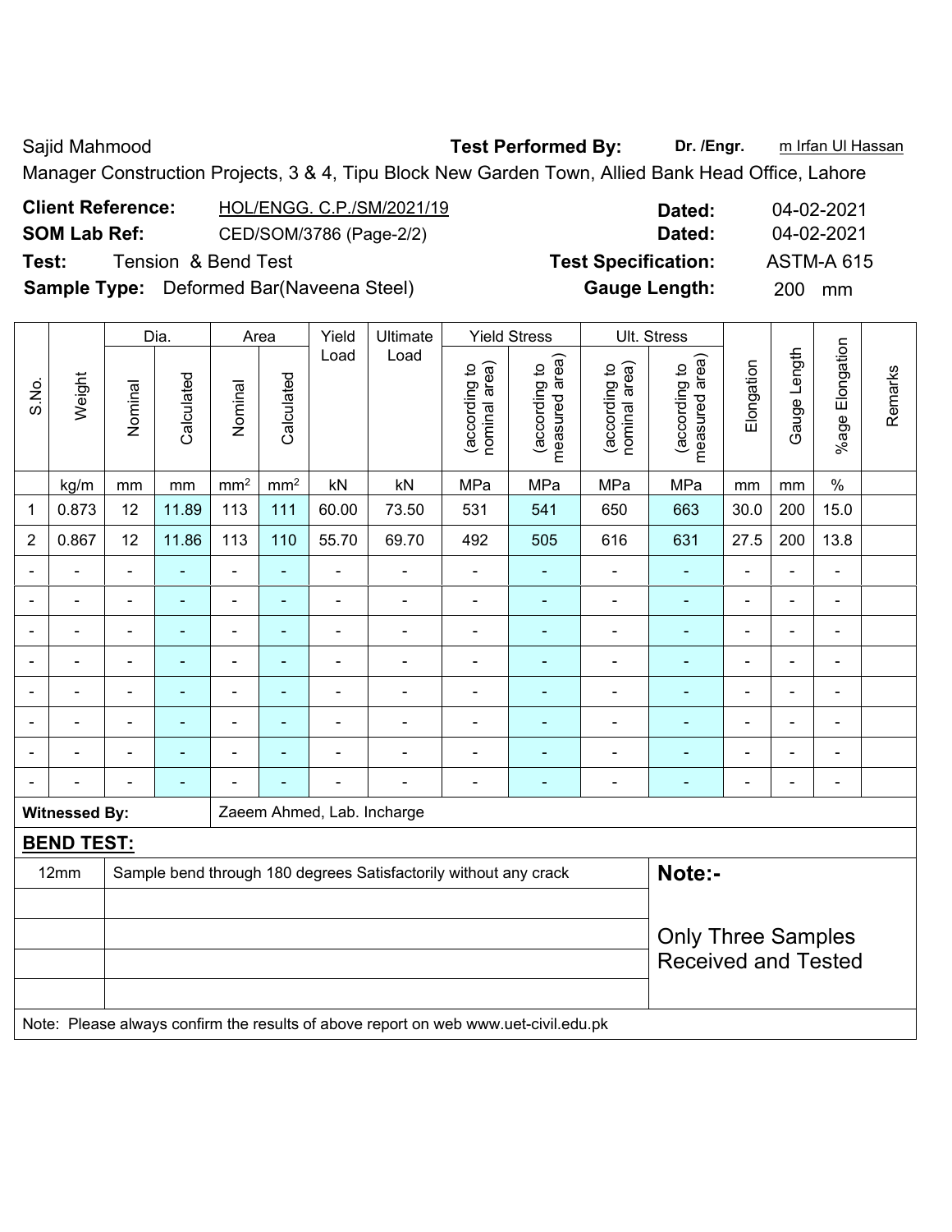Sajid Mahmood **Test Performed By:** **Dr. /Engr.** m Irfan Ul Hassan

Manager Construction Projects, 3 & 4, Tipu Block New Garden Town, Allied Bank Head Office, Lahore

**Client Reference:** HOL/ENGG. C.P./SM/2021/19 **Dated:** 04-02-2021

**SOM Lab Ref:** CED/SOM/3786 (Page-2/2) **Dated:** 04-02-2021

**Test:** Tension & Bend Test **Test Specification:** ASTM-A 615

**Sample Type:** Deformed Bar(Naveena Steel) **Gauge Length:** 200 mm

| S.No. | Weight | Dia. | | Area | | Yield Load | Ultimate Load | Yield Stress | | Ult. Stress | | Elongation | Gauge Length | %age Elongation | Remarks |
|---|---|---|---|---|---|---|---|---|---|---|---|---|---|---|---|
| | | Nominal | Calculated | Nominal | Calculated | | | (according to nominal area) | (according to measured area) | (according to nominal area) | (according to measured area) | | | | |
| | kg/m | mm | mm | mm² | mm² | kN | kN | MPa | MPa | MPa | MPa | mm | mm | % | |
| 1 | 0.873 | 12 | 11.89 | 113 | 111 | 60.00 | 73.50 | 531 | 541 | 650 | 663 | 30.0 | 200 | 15.0 | |
| 2 | 0.867 | 12 | 11.86 | 113 | 110 | 55.70 | 69.70 | 492 | 505 | 616 | 631 | 27.5 | 200 | 13.8 | |
| - | - | - | - | - | - | - | - | - | - | - | - | - | - | - | |
| - | - | - | - | - | - | - | - | - | - | - | - | - | - | - | |
| - | - | - | - | - | - | - | - | - | - | - | - | - | - | - | |
| - | - | - | - | - | - | - | - | - | - | - | - | - | - | - | |
| - | - | - | - | - | - | - | - | - | - | - | - | - | - | - | |
| - | - | - | - | - | - | - | - | - | - | - | - | - | - | - | |
| - | - | - | - | - | - | - | - | - | - | - | - | - | - | - | |
| - | - | - | - | - | - | - | - | - | - | - | - | - | - | - | |

**Witnessed By:** Zaeem Ahmed, Lab. Incharge

**BEND TEST:**

| | | |
|---|---|---|
| 12mm | Sample bend through 180 degrees Satisfactorily without any crack | **Note:-** |
| | | Only Three Samples Received and Tested |

Note: Please always confirm the results of above report on web www.uet-civil.edu.pk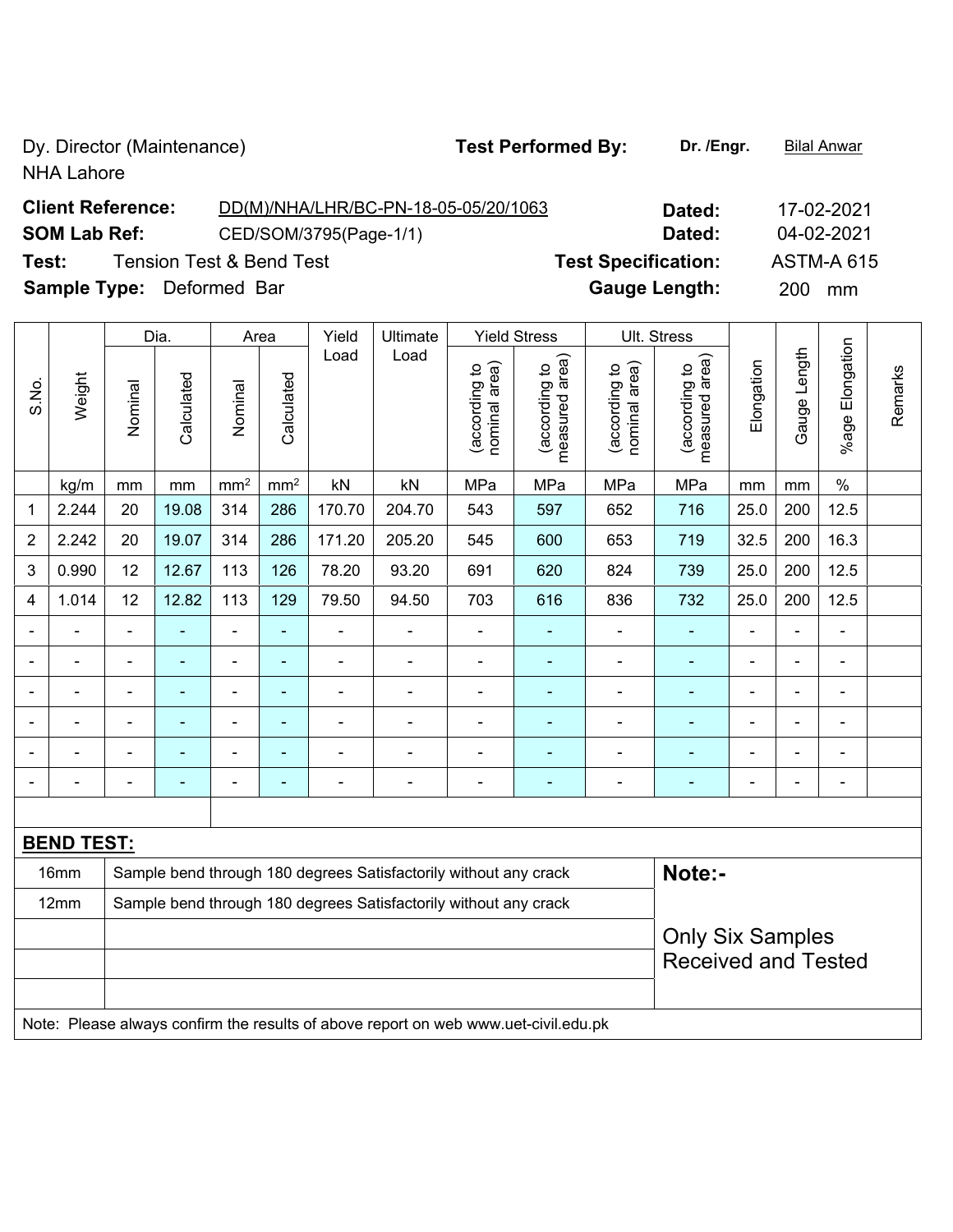Dy. Director (Maintenance)
NHA Lahore

**Test Performed By:** **Dr. /Engr.** Bilal Anwar

**Client Reference:** DD(M)/NHA/LHR/BC-PN-18-05-05/20/1063 **Dated:** 17-02-2021

**SOM Lab Ref:** CED/SOM/3795(Page-1/1) **Dated:** 04-02-2021

**Test:** Tension Test & Bend Test **Test Specification:** ASTM-A 615

**Sample Type:** Deformed Bar **Gauge Length:** 200 mm

| S.No. | Weight | Dia. | | Area | | Yield Load | Ultimate Load | Yield Stress | | Ult. Stress | | Elongation | Gauge Length | %age Elongation | Remarks |
|---|---|---|---|---|---|---|---|---|---|---|---|---|---|---|---|
| | | Nominal | Calculated | Nominal | Calculated | | | (according to nominal area) | (according to measured area) | (according to nominal area) | (according to measured area) | | | | |
| | kg/m | mm | mm | mm² | mm² | kN | kN | MPa | MPa | MPa | MPa | mm | mm | % | |
| 1 | 2.244 | 20 | 19.08 | 314 | 286 | 170.70 | 204.70 | 543 | 597 | 652 | 716 | 25.0 | 200 | 12.5 | |
| 2 | 2.242 | 20 | 19.07 | 314 | 286 | 171.20 | 205.20 | 545 | 600 | 653 | 719 | 32.5 | 200 | 16.3 | |
| 3 | 0.990 | 12 | 12.67 | 113 | 126 | 78.20 | 93.20 | 691 | 620 | 824 | 739 | 25.0 | 200 | 12.5 | |
| 4 | 1.014 | 12 | 12.82 | 113 | 129 | 79.50 | 94.50 | 703 | 616 | 836 | 732 | 25.0 | 200 | 12.5 | |
| - | - | - | - | - | - | - | - | - | - | - | - | - | - | - | |
| - | - | - | - | - | - | - | - | - | - | - | - | - | - | - | |
| - | - | - | - | - | - | - | - | - | - | - | - | - | - | - | |
| - | - | - | - | - | - | - | - | - | - | - | - | - | - | - | |
| - | - | - | - | - | - | - | - | - | - | - | - | - | - | - | |
| - | - | - | - | - | - | - | - | - | - | - | - | - | - | - | |

**BEND TEST:**

| Size | Result | Note |
|---|---|---|
| 16mm | Sample bend through 180 degrees Satisfactorily without any crack | **Note:-** |
| 12mm | Sample bend through 180 degrees Satisfactorily without any crack | Only Six Samples Received and Tested |
| | | |
| | | |
| | | |

Note: Please always confirm the results of above report on web www.uet-civil.edu.pk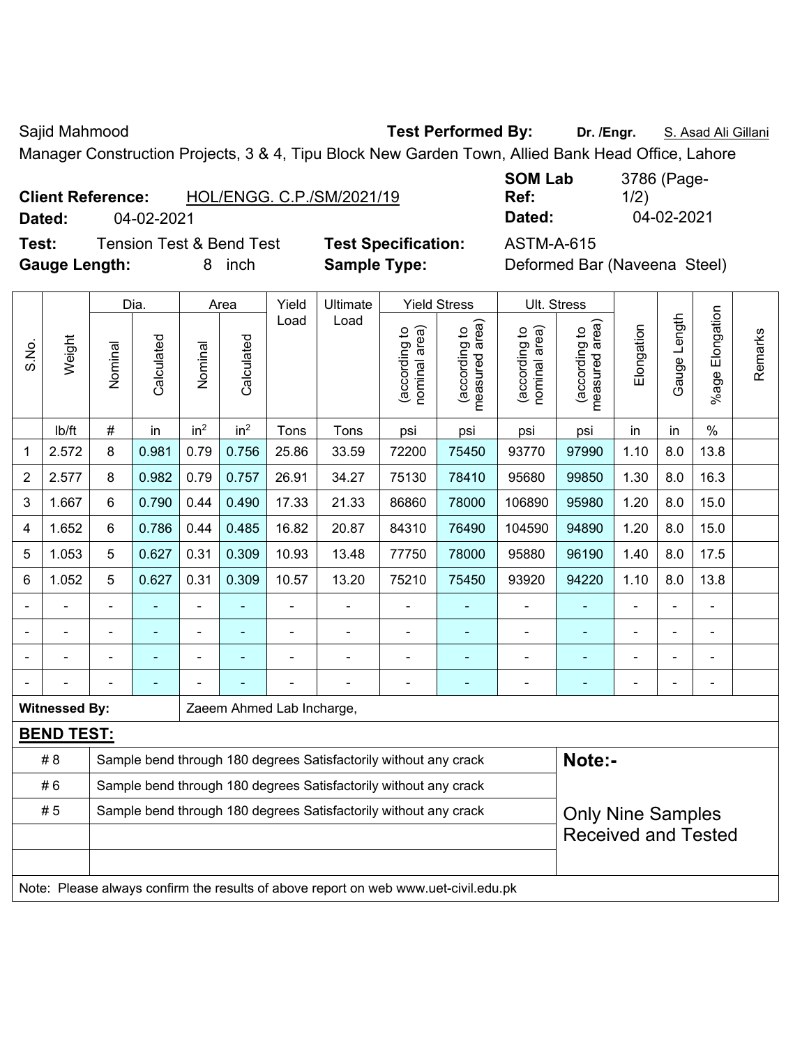Sajid Mahmood | **Test Performed By:** **Dr. /Engr.** S. Asad Ali Gillani

Manager Construction Projects, 3 & 4, Tipu Block New Garden Town, Allied Bank Head Office, Lahore

**Client Reference:** HOL/ENGG. C.P./SM/2021/19
**Dated:** 04-02-2021

**SOM Lab Ref:** 3786 (Page-1/2)
**Dated:** 04-02-2021

**Test:** Tension Test & Bend Test
**Gauge Length:** 8 inch

**Test Specification:** ASTM-A-615
**Sample Type:** Deformed Bar (Naveena Steel)

| S.No. | Weight | Dia. | | Area | | Yield Load | Ultimate Load | Yield Stress | | Ult. Stress | | Elongation | Gauge Length | %age Elongation | Remarks |
|---|---|---|---|---|---|---|---|---|---|---|---|---|---|---|---|
| | | Nominal | Calculated | Nominal | Calculated | | | (according to nominal area) | (according to measured area) | (according to nominal area) | (according to measured area) | | | | |
| | lb/ft | # | in | $in^2$ | $in^2$ | Tons | Tons | psi | psi | psi | psi | in | in | % | |
| 1 | 2.572 | 8 | 0.981 | 0.79 | 0.756 | 25.86 | 33.59 | 72200 | 75450 | 93770 | 97990 | 1.10 | 8.0 | 13.8 | |
| 2 | 2.577 | 8 | 0.982 | 0.79 | 0.757 | 26.91 | 34.27 | 75130 | 78410 | 95680 | 99850 | 1.30 | 8.0 | 16.3 | |
| 3 | 1.667 | 6 | 0.790 | 0.44 | 0.490 | 17.33 | 21.33 | 86860 | 78000 | 106890 | 95980 | 1.20 | 8.0 | 15.0 | |
| 4 | 1.652 | 6 | 0.786 | 0.44 | 0.485 | 16.82 | 20.87 | 84310 | 76490 | 104590 | 94890 | 1.20 | 8.0 | 15.0 | |
| 5 | 1.053 | 5 | 0.627 | 0.31 | 0.309 | 10.93 | 13.48 | 77750 | 78000 | 95880 | 96190 | 1.40 | 8.0 | 17.5 | |
| 6 | 1.052 | 5 | 0.627 | 0.31 | 0.309 | 10.57 | 13.20 | 75210 | 75450 | 93920 | 94220 | 1.10 | 8.0 | 13.8 | |
| - | - | - | - | - | - | - | - | - | - | - | - | - | - | - | |
| - | - | - | - | - | - | - | - | - | - | - | - | - | - | - | |
| - | - | - | - | - | - | - | - | - | - | - | - | - | - | - | |
| - | - | - | - | - | - | - | - | - | - | - | - | - | - | - | |

**Witnessed By:** Zaeem Ahmed Lab Incharge,

**BEND TEST:**

| | | |
|---|---|---|
| # 8 | Sample bend through 180 degrees Satisfactorily without any crack | **Note:-** |
| # 6 | Sample bend through 180 degrees Satisfactorily without any crack | |
| # 5 | Sample bend through 180 degrees Satisfactorily without any crack | Only Nine Samples Received and Tested |

Note: Please always confirm the results of above report on web www.uet-civil.edu.pk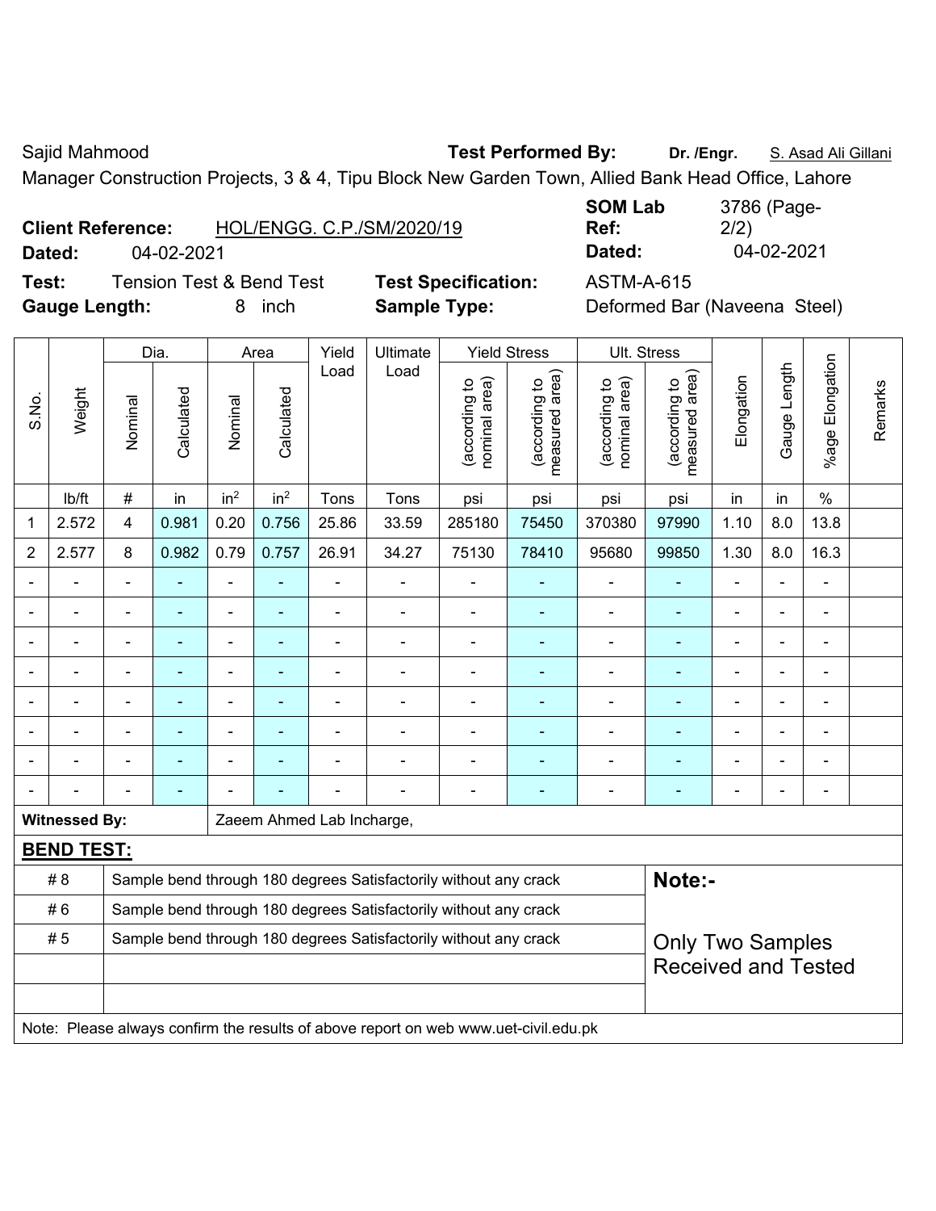Sajid Mahmood **Test Performed By:** **Dr. /Engr.** S. Asad Ali Gillani

Manager Construction Projects, 3 & 4, Tipu Block New Garden Town, Allied Bank Head Office, Lahore

**Client Reference:** HOL/ENGG. C.P./SM/2020/19 **SOM Lab Ref:** 3786 (Page-2/2)

**Dated:** 04-02-2021 **Dated:** 04-02-2021

**Test:** Tension Test & Bend Test **Test Specification:** ASTM-A-615

**Gauge Length:** 8 inch **Sample Type:** Deformed Bar (Naveena Steel)

| S.No. | Weight | Dia. | | Area | | Yield Load | Ultimate Load | Yield Stress | | Ult. Stress | | Elongation | Gauge Length | %age Elongation | Remarks |
|---|---|---|---|---|---|---|---|---|---|---|---|---|---|---|---|
| | | Nominal | Calculated | Nominal | Calculated | | | (according to nominal area) | (according to measured area) | (according to nominal area) | (according to measured area) | | | | |
| | lb/ft | # | in | in² | in² | Tons | Tons | psi | psi | psi | psi | in | in | % | |
| 1 | 2.572 | 4 | 0.981 | 0.20 | 0.756 | 25.86 | 33.59 | 285180 | 75450 | 370380 | 97990 | 1.10 | 8.0 | 13.8 | |
| 2 | 2.577 | 8 | 0.982 | 0.79 | 0.757 | 26.91 | 34.27 | 75130 | 78410 | 95680 | 99850 | 1.30 | 8.0 | 16.3 | |
| - | - | - | - | - | - | - | - | - | - | - | - | - | - | - | |
| - | - | - | - | - | - | - | - | - | - | - | - | - | - | - | |
| - | - | - | - | - | - | - | - | - | - | - | - | - | - | - | |
| - | - | - | - | - | - | - | - | - | - | - | - | - | - | - | |
| - | - | - | - | - | - | - | - | - | - | - | - | - | - | - | |
| - | - | - | - | - | - | - | - | - | - | - | - | - | - | - | |
| - | - | - | - | - | - | - | - | - | - | - | - | - | - | - | |
| - | - | - | - | - | - | - | - | - | - | - | - | - | - | - | |

**Witnessed By:** Zaeem Ahmed Lab Incharge,

**BEND TEST:**

| | | |
|---|---|---|
| # 8 | Sample bend through 180 degrees Satisfactorily without any crack | **Note:-** |
| # 6 | Sample bend through 180 degrees Satisfactorily without any crack | |
| # 5 | Sample bend through 180 degrees Satisfactorily without any crack | Only Two Samples Received and Tested |
| | | |
| | | |

Note: Please always confirm the results of above report on web www.uet-civil.edu.pk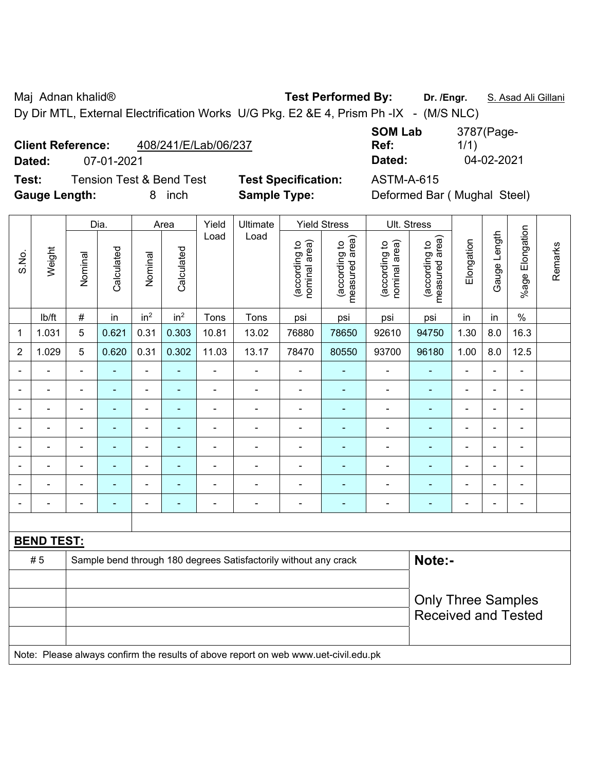Maj Adnan khalid® **Test Performed By:** **Dr. /Engr.** S. Asad Ali Gillani

Dy Dir MTL, External Electrification Works U/G Pkg. E2 &E 4, Prism Ph -IX - (M/S NLC)

**Client Reference:** 408/241/E/Lab/06/237 **SOM Lab Ref:** 3787(Page-1/1)

**Dated:** 07-01-2021 **Dated:** 04-02-2021

**Test:** Tension Test & Bend Test **Test Specification:** ASTM-A-615

**Gauge Length:** 8 inch **Sample Type:** Deformed Bar ( Mughal Steel)

| S.No. | Weight | Dia. | | Area | | Yield Load | Ultimate Load | Yield Stress | | Ult. Stress | | Elongation | Gauge Length | %age Elongation | Remarks |
|---|---|---|---|---|---|---|---|---|---|---|---|---|---|---|---|
| | | Nominal | Calculated | Nominal | Calculated | | | (according to nominal area) | (according to measured area) | (according to nominal area) | (according to measured area) | | | | |
| | lb/ft | # | in | in$^2$ | in$^2$ | Tons | Tons | psi | psi | psi | psi | in | in | % | |
| 1 | 1.031 | 5 | 0.621 | 0.31 | 0.303 | 10.81 | 13.02 | 76880 | 78650 | 92610 | 94750 | 1.30 | 8.0 | 16.3 | |
| 2 | 1.029 | 5 | 0.620 | 0.31 | 0.302 | 11.03 | 13.17 | 78470 | 80550 | 93700 | 96180 | 1.00 | 8.0 | 12.5 | |
| - | - | - | - | - | - | - | - | - | - | - | - | - | - | - | |
| - | - | - | - | - | - | - | - | - | - | - | - | - | - | - | |
| - | - | - | - | - | - | - | - | - | - | - | - | - | - | - | |
| - | - | - | - | - | - | - | - | - | - | - | - | - | - | - | |
| - | - | - | - | - | - | - | - | - | - | - | - | - | - | - | |
| - | - | - | - | - | - | - | - | - | - | - | - | - | - | - | |
| - | - | - | - | - | - | - | - | - | - | - | - | - | - | - | |
| - | - | - | - | - | - | - | - | - | - | - | - | - | - | - | |

**BEND TEST:**

| | | |
|---|---|---|
| # 5 | Sample bend through 180 degrees Satisfactorily without any crack | **Note:-** |
| | | Only Three Samples Received and Tested |

Note: Please always confirm the results of above report on web www.uet-civil.edu.pk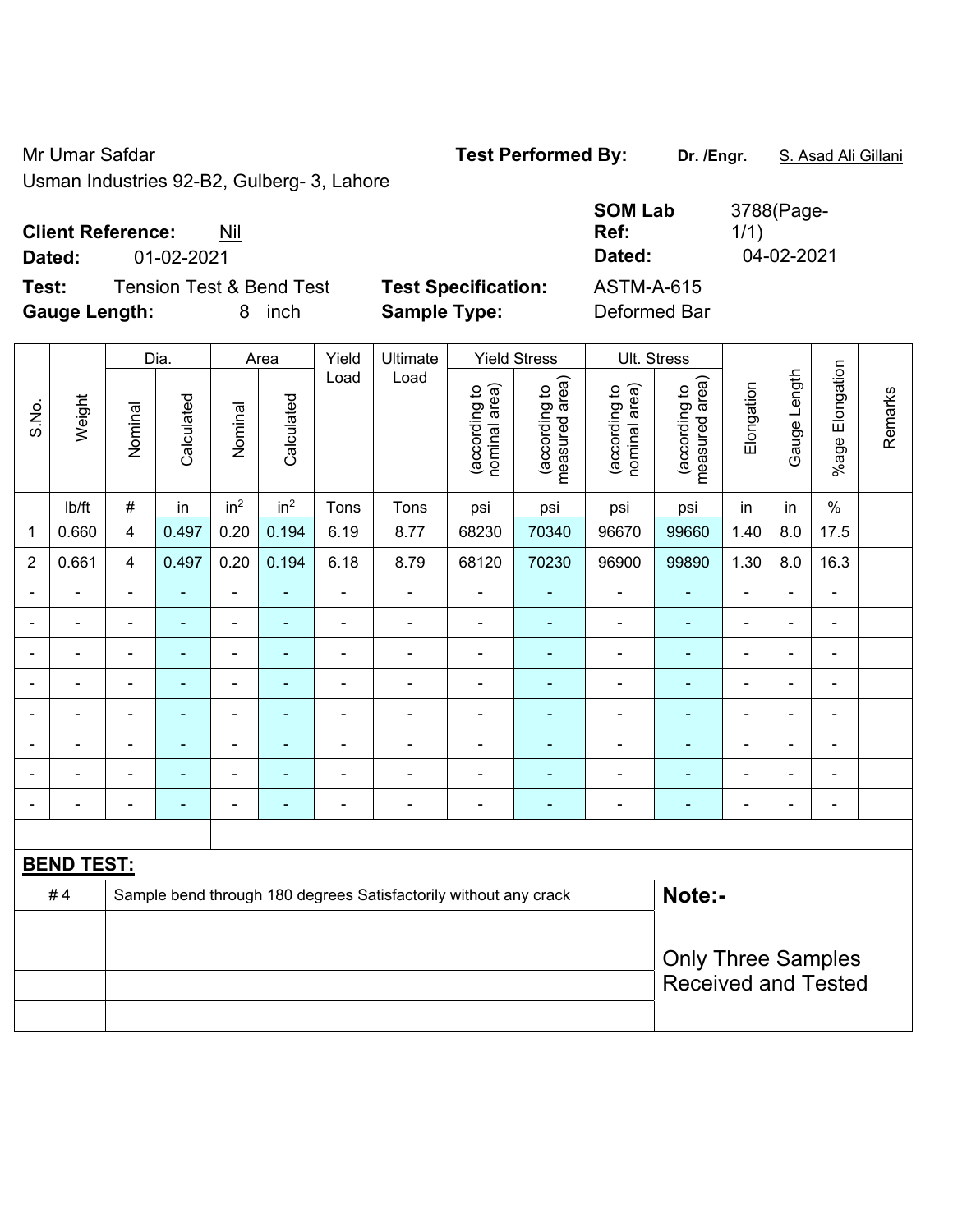Mr Umar Safdar

Usman Industries 92-B2, Gulberg- 3, Lahore

**Test Performed By:** **Dr. /Engr.** S. Asad Ali Gillani

**Client Reference:** Nil

**Dated:** 01-02-2021

**SOM Lab Ref:** 3788(Page-1/1)

**Dated:** 04-02-2021

**Test:** Tension Test & Bend Test

**Gauge Length:** 8 inch

**Test Specification:** ASTM-A-615

**Sample Type:** Deformed Bar

| S.No. | Weight | Dia. | | Area | | Yield Load | Ultimate Load | Yield Stress | | Ult. Stress | | Elongation | Gauge Length | %age Elongation | Remarks |
|---|---|---|---|---|---|---|---|---|---|---|---|---|---|---|---|
| | | Nominal | Calculated | Nominal | Calculated | | | (according to nominal area) | (according to measured area) | (according to nominal area) | (according to measured area) | | | | |
| | lb/ft | # | in | $in^2$ | $in^2$ | Tons | Tons | psi | psi | psi | psi | in | in | % | |
| 1 | 0.660 | 4 | 0.497 | 0.20 | 0.194 | 6.19 | 8.77 | 68230 | 70340 | 96670 | 99660 | 1.40 | 8.0 | 17.5 | |
| 2 | 0.661 | 4 | 0.497 | 0.20 | 0.194 | 6.18 | 8.79 | 68120 | 70230 | 96900 | 99890 | 1.30 | 8.0 | 16.3 | |
| - | - | - | - | - | - | - | - | - | - | - | - | - | - | - | |
| - | - | - | - | - | - | - | - | - | - | - | - | - | - | - | |
| - | - | - | - | - | - | - | - | - | - | - | - | - | - | - | |
| - | - | - | - | - | - | - | - | - | - | - | - | - | - | - | |
| - | - | - | - | - | - | - | - | - | - | - | - | - | - | - | |
| - | - | - | - | - | - | - | - | - | - | - | - | - | - | - | |
| - | - | - | - | - | - | - | - | - | - | - | - | - | - | - | |
| - | - | - | - | - | - | - | - | - | - | - | - | - | - | - | |

**BEND TEST:**

| | | |
|---|---|---|
| # 4 | Sample bend through 180 degrees Satisfactorily without any crack | **Note:-** |
| | | Only Three Samples Received and Tested |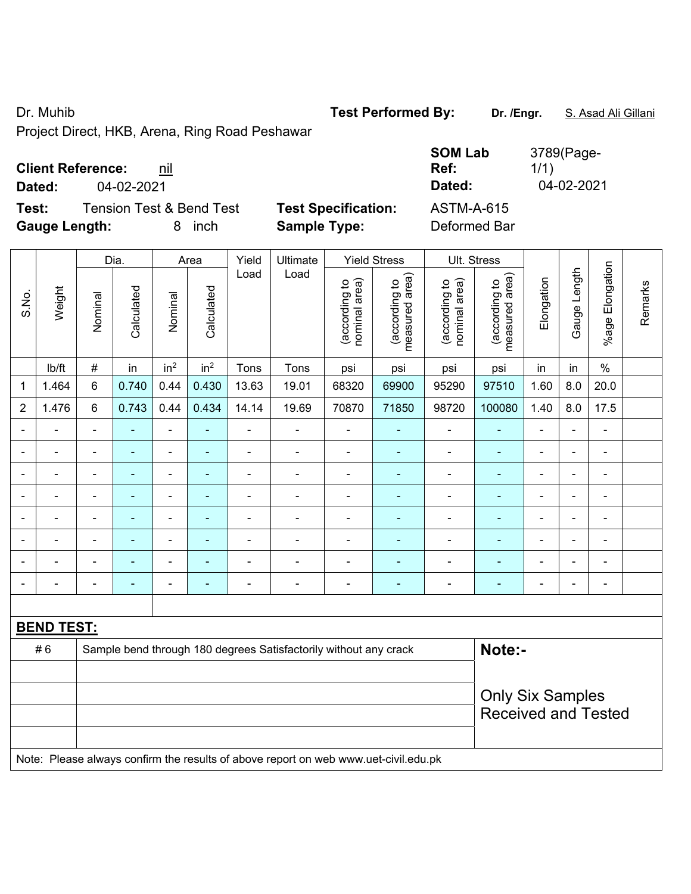Dr. Muhib

Project Direct, HKB, Arena, Ring Road Peshawar

**Test Performed By:** **Dr. /Engr.** S. Asad Ali Gillani

**Client Reference:** nil

**Dated:** 04-02-2021

**SOM Lab Ref:** 3789(Page-1/1)

**Dated:** 04-02-2021

**Test:** Tension Test & Bend Test

**Test Specification:** ASTM-A-615

**Gauge Length:** 8 inch

**Sample Type:** Deformed Bar

| S.No. | Weight | Dia. | | Area | | Yield Load | Ultimate Load | Yield Stress | | Ult. Stress | | Elongation | Gauge Length | %age Elongation | Remarks |
|---|---|---|---|---|---|---|---|---|---|---|---|---|---|---|---|
| | | Nominal | Calculated | Nominal | Calculated | | | (according to nominal area) | (according to measured area) | (according to nominal area) | (according to measured area) | | | | |
| | lb/ft | # | in | $in^2$ | $in^2$ | Tons | Tons | psi | psi | psi | psi | in | in | % | |
| 1 | 1.464 | 6 | 0.740 | 0.44 | 0.430 | 13.63 | 19.01 | 68320 | 69900 | 95290 | 97510 | 1.60 | 8.0 | 20.0 | |
| 2 | 1.476 | 6 | 0.743 | 0.44 | 0.434 | 14.14 | 19.69 | 70870 | 71850 | 98720 | 100080 | 1.40 | 8.0 | 17.5 | |
| - | - | - | - | - | - | - | - | - | - | - | - | - | - | - | |
| - | - | - | - | - | - | - | - | - | - | - | - | - | - | - | |
| - | - | - | - | - | - | - | - | - | - | - | - | - | - | - | |
| - | - | - | - | - | - | - | - | - | - | - | - | - | - | - | |
| - | - | - | - | - | - | - | - | - | - | - | - | - | - | - | |
| - | - | - | - | - | - | - | - | - | - | - | - | - | - | - | |
| - | - | - | - | - | - | - | - | - | - | - | - | - | - | - | |
| - | - | - | - | - | - | - | - | - | - | - | - | - | - | - | |

**BEND TEST:**

| | | |
|---|---|---|
| # 6 | Sample bend through 180 degrees Satisfactorily without any crack | **Note:-** |
| | | Only Six Samples Received and Tested |

Note: Please always confirm the results of above report on web www.uet-civil.edu.pk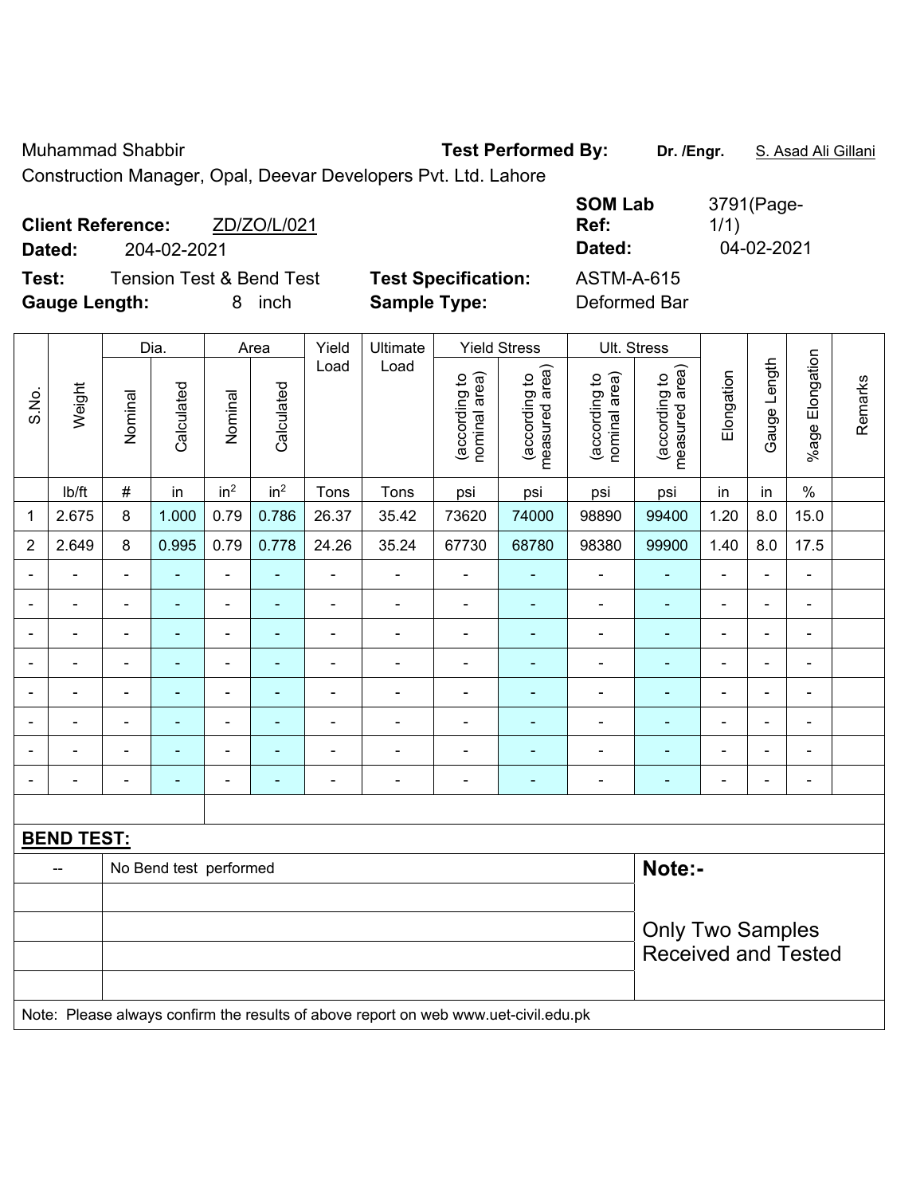Muhammad Shabbir **Test Performed By:** **Dr. /Engr.** S. Asad Ali Gillani

Construction Manager, Opal, Deevar Developers Pvt. Ltd. Lahore

**Client Reference:** ZD/ZO/L/021 **SOM Lab Ref:** 3791(Page-1/1)

**Dated:** 204-02-2021 **Dated:** 04-02-2021

**Test:** Tension Test & Bend Test **Test Specification:** ASTM-A-615

**Gauge Length:** 8 inch **Sample Type:** Deformed Bar

| S.No. | Weight | Dia. | | Area | | Yield Load | Ultimate Load | Yield Stress | | Ult. Stress | | Elongation | Gauge Length | %age Elongation | Remarks |
|---|---|---|---|---|---|---|---|---|---|---|---|---|---|---|---|
| | | Nominal | Calculated | Nominal | Calculated | | | (according to nominal area) | (according to measured area) | (according to nominal area) | (according to measured area) | | | | |
| | lb/ft | # | in | in² | in² | Tons | Tons | psi | psi | psi | psi | in | in | % | |
| 1 | 2.675 | 8 | 1.000 | 0.79 | 0.786 | 26.37 | 35.42 | 73620 | 74000 | 98890 | 99400 | 1.20 | 8.0 | 15.0 | |
| 2 | 2.649 | 8 | 0.995 | 0.79 | 0.778 | 24.26 | 35.24 | 67730 | 68780 | 98380 | 99900 | 1.40 | 8.0 | 17.5 | |
| - | - | - | - | - | - | - | - | - | - | - | - | - | - | - | |
| - | - | - | - | - | - | - | - | - | - | - | - | - | - | - | |
| - | - | - | - | - | - | - | - | - | - | - | - | - | - | - | |
| - | - | - | - | - | - | - | - | - | - | - | - | - | - | - | |
| - | - | - | - | - | - | - | - | - | - | - | - | - | - | - | |
| - | - | - | - | - | - | - | - | - | - | - | - | - | - | - | |
| - | - | - | - | - | - | - | - | - | - | - | - | - | - | - | |
| - | - | - | - | - | - | - | - | - | - | - | - | - | - | - | |

**BEND TEST:**

| -- | No Bend test performed | **Note:-** |
|---|---|---|
| | | Only Two Samples Received and Tested |

Note: Please always confirm the results of above report on web www.uet-civil.edu.pk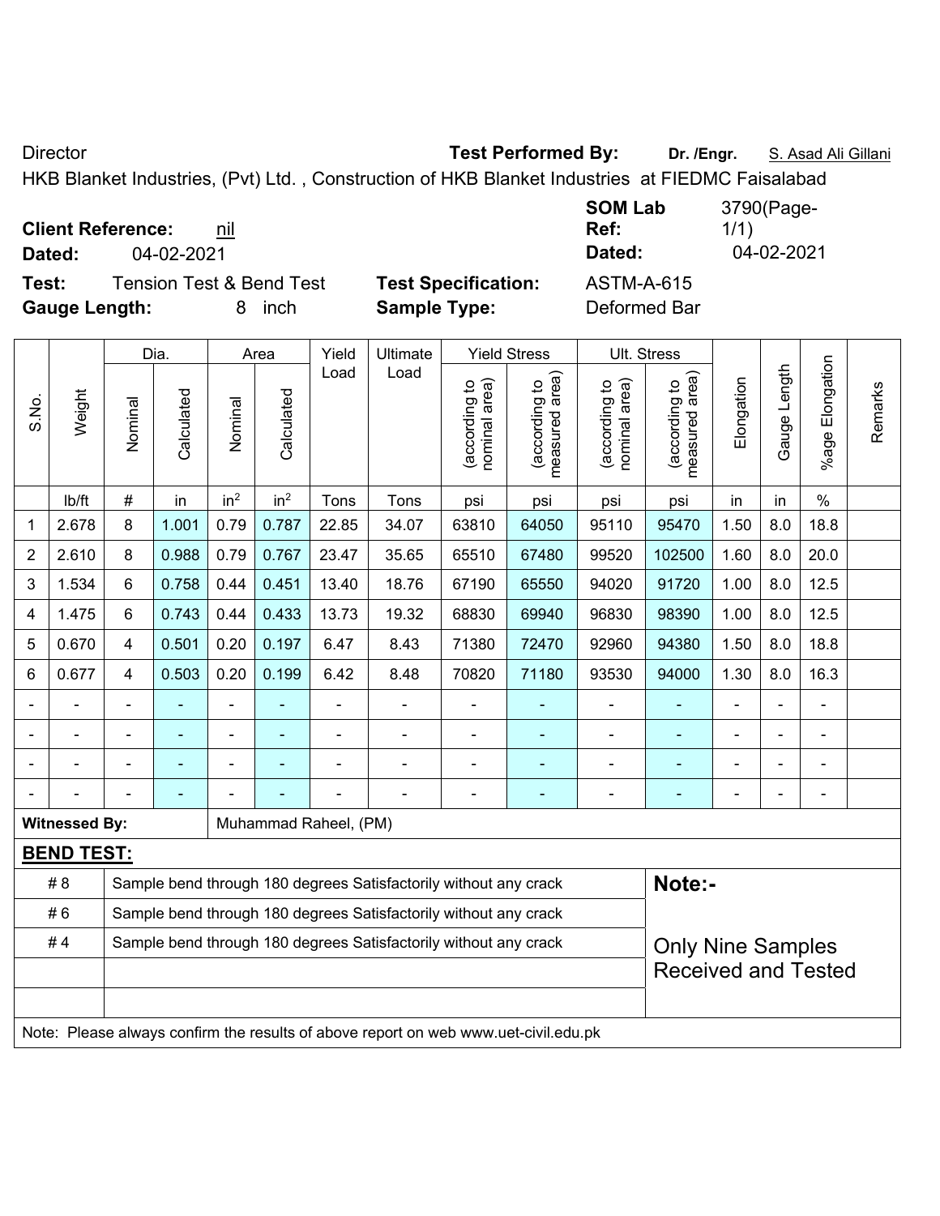Director | **Test Performed By:** **Dr. /Engr.** S. Asad Ali Gillani

HKB Blanket Industries, (Pvt) Ltd. , Construction of HKB Blanket Industries at FIEDMC Faisalabad

**Client Reference:** nil | **SOM Lab Ref:** 3790(Page-1/1)

**Dated:** 04-02-2021 | **Dated:** 04-02-2021

**Test:** Tension Test & Bend Test | **Test Specification:** ASTM-A-615

**Gauge Length:** 8 inch | **Sample Type:** Deformed Bar

| S.No. | Weight | Dia. | | Area | | Yield Load | Ultimate Load | Yield Stress | | Ult. Stress | | Elongation | Gauge Length | %age Elongation | Remarks |
|---|---|---|---|---|---|---|---|---|---|---|---|---|---|---|---|
| | | Nominal | Calculated | Nominal | Calculated | | | (according to nominal area) | (according to measured area) | (according to nominal area) | (according to measured area) | | | | |
| | lb/ft | # | in | $in^2$ | $in^2$ | Tons | Tons | psi | psi | psi | psi | in | in | % | |
| 1 | 2.678 | 8 | 1.001 | 0.79 | 0.787 | 22.85 | 34.07 | 63810 | 64050 | 95110 | 95470 | 1.50 | 8.0 | 18.8 | |
| 2 | 2.610 | 8 | 0.988 | 0.79 | 0.767 | 23.47 | 35.65 | 65510 | 67480 | 99520 | 102500 | 1.60 | 8.0 | 20.0 | |
| 3 | 1.534 | 6 | 0.758 | 0.44 | 0.451 | 13.40 | 18.76 | 67190 | 65550 | 94020 | 91720 | 1.00 | 8.0 | 12.5 | |
| 4 | 1.475 | 6 | 0.743 | 0.44 | 0.433 | 13.73 | 19.32 | 68830 | 69940 | 96830 | 98390 | 1.00 | 8.0 | 12.5 | |
| 5 | 0.670 | 4 | 0.501 | 0.20 | 0.197 | 6.47 | 8.43 | 71380 | 72470 | 92960 | 94380 | 1.50 | 8.0 | 18.8 | |
| 6 | 0.677 | 4 | 0.503 | 0.20 | 0.199 | 6.42 | 8.48 | 70820 | 71180 | 93530 | 94000 | 1.30 | 8.0 | 16.3 | |
| - | - | - | - | - | - | - | - | - | - | - | - | - | - | - | |
| - | - | - | - | - | - | - | - | - | - | - | - | - | - | - | |
| - | - | - | - | - | - | - | - | - | - | - | - | - | - | - | |
| - | - | - | - | - | - | - | - | - | - | - | - | - | - | - | |

**Witnessed By:** Muhammad Raheel, (PM)

**BEND TEST:**

| | | |
|---|---|---|
| # 8 | Sample bend through 180 degrees Satisfactorily without any crack | **Note:-** |
| # 6 | Sample bend through 180 degrees Satisfactorily without any crack | |
| # 4 | Sample bend through 180 degrees Satisfactorily without any crack | Only Nine Samples Received and Tested |

Note: Please always confirm the results of above report on web www.uet-civil.edu.pk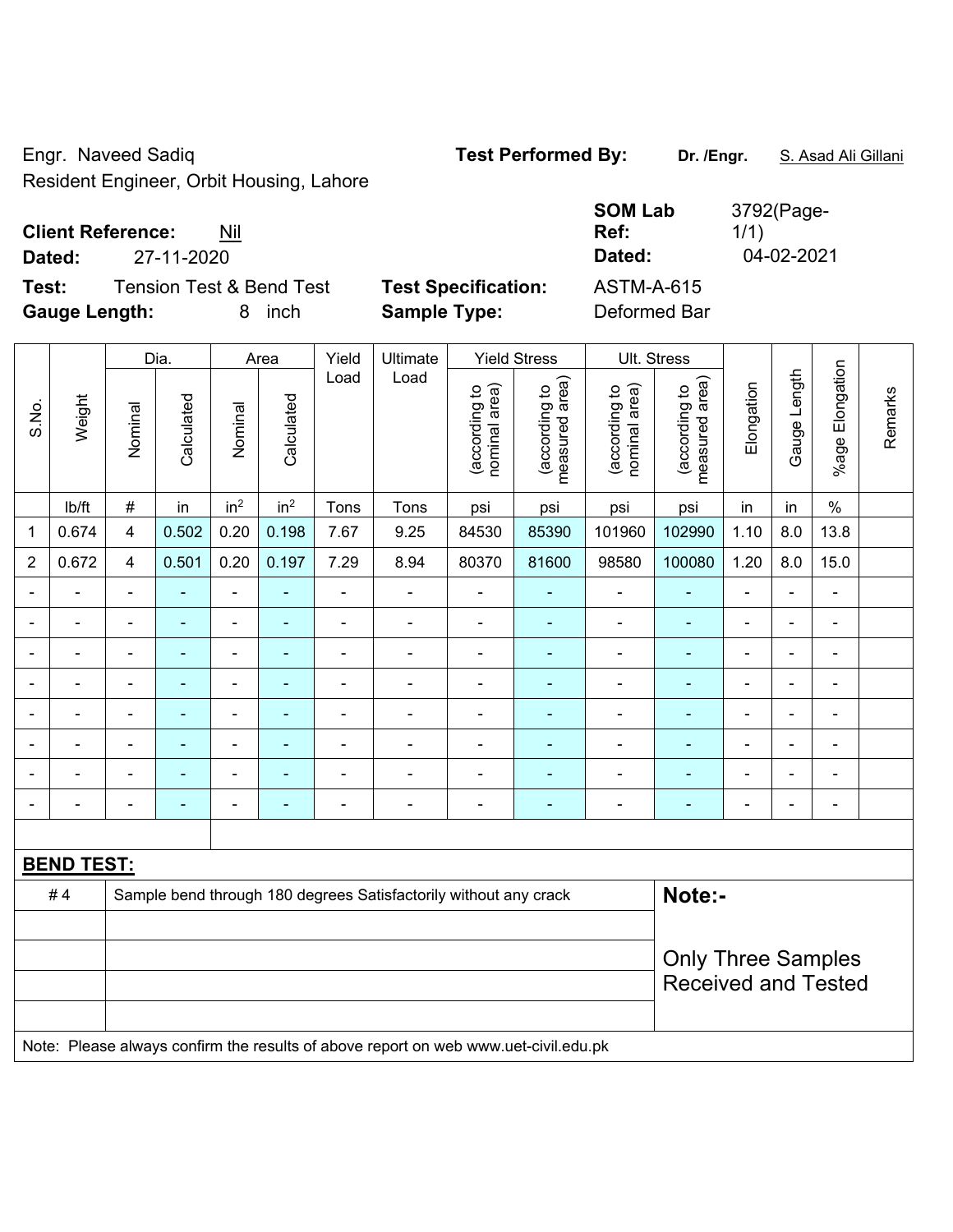Engr. Naveed Sadiq
Resident Engineer, Orbit Housing, Lahore

**Test Performed By:** **Dr. /Engr.** S. Asad Ali Gillani

**Client Reference:** Nil
**Dated:** 27-11-2020

**SOM Lab Ref:** 3792(Page-1/1)
**Dated:** 04-02-2021

**Test:** Tension Test & Bend Test
**Gauge Length:** 8 inch

**Test Specification:** ASTM-A-615
**Sample Type:** Deformed Bar

| S.No. | Weight | Dia. | | Area | | Yield Load | Ultimate Load | Yield Stress | | Ult. Stress | | Elongation | Gauge Length | %age Elongation | Remarks |
|---|---|---|---|---|---|---|---|---|---|---|---|---|---|---|---|
| | | Nominal | Calculated | Nominal | Calculated | | | (according to nominal area) | (according to measured area) | (according to nominal area) | (according to measured area) | | | | |
| | lb/ft | # | in | in$^2$ | in$^2$ | Tons | Tons | psi | psi | psi | psi | in | in | % | |
| 1 | 0.674 | 4 | 0.502 | 0.20 | 0.198 | 7.67 | 9.25 | 84530 | 85390 | 101960 | 102990 | 1.10 | 8.0 | 13.8 | |
| 2 | 0.672 | 4 | 0.501 | 0.20 | 0.197 | 7.29 | 8.94 | 80370 | 81600 | 98580 | 100080 | 1.20 | 8.0 | 15.0 | |
| - | - | - | - | - | - | - | - | - | - | - | - | - | - | - | |
| - | - | - | - | - | - | - | - | - | - | - | - | - | - | - | |
| - | - | - | - | - | - | - | - | - | - | - | - | - | - | - | |
| - | - | - | - | - | - | - | - | - | - | - | - | - | - | - | |
| - | - | - | - | - | - | - | - | - | - | - | - | - | - | - | |
| - | - | - | - | - | - | - | - | - | - | - | - | - | - | - | |
| - | - | - | - | - | - | - | - | - | - | - | - | - | - | - | |
| - | - | - | - | - | - | - | - | - | - | - | - | - | - | - | |

**BEND TEST:**

| | | |
|---|---|---|
| # 4 | Sample bend through 180 degrees Satisfactorily without any crack | **Note:-** Only Three Samples Received and Tested |

Note: Please always confirm the results of above report on web www.uet-civil.edu.pk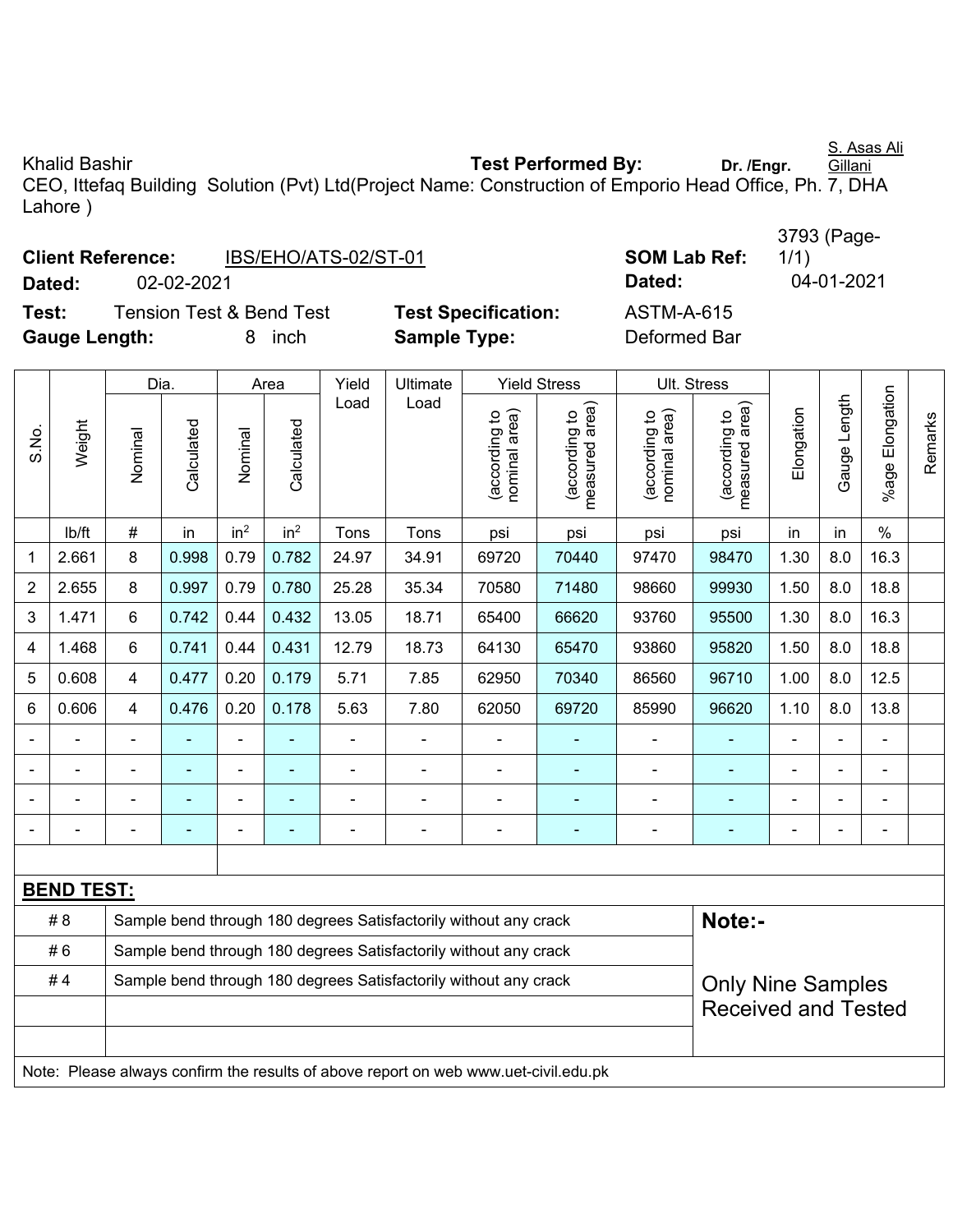Khalid Bashir

CEO, Ittefaq Building Solution (Pvt) Ltd(Project Name: Construction of Emporio Head Office, Ph. 7, DHA Lahore )

**Test Performed By:** Dr. /Engr. S. Asas Ali Gillani

**Client Reference:** IBS/EHO/ATS-02/ST-01 **SOM Lab Ref:** 3793 (Page-1/1)

**Dated:** 02-02-2021 **Dated:** 04-01-2021

**Test:** Tension Test & Bend Test **Test Specification:** ASTM-A-615

**Gauge Length:** 8 inch **Sample Type:** Deformed Bar

| S.No. | Weight | Dia. | | Area | | Yield Load | Ultimate Load | Yield Stress | | Ult. Stress | | Elongation | Gauge Length | %age Elongation | Remarks |
|---|---|---|---|---|---|---|---|---|---|---|---|---|---|---|---|
| | | Nominal | Calculated | Nominal | Calculated | | | (according to nominal area) | (according to measured area) | (according to nominal area) | (according to measured area) | | | | |
| | lb/ft | # | in | $in^2$ | $in^2$ | Tons | Tons | psi | psi | psi | psi | in | in | % | |
| 1 | 2.661 | 8 | 0.998 | 0.79 | 0.782 | 24.97 | 34.91 | 69720 | 70440 | 97470 | 98470 | 1.30 | 8.0 | 16.3 | |
| 2 | 2.655 | 8 | 0.997 | 0.79 | 0.780 | 25.28 | 35.34 | 70580 | 71480 | 98660 | 99930 | 1.50 | 8.0 | 18.8 | |
| 3 | 1.471 | 6 | 0.742 | 0.44 | 0.432 | 13.05 | 18.71 | 65400 | 66620 | 93760 | 95500 | 1.30 | 8.0 | 16.3 | |
| 4 | 1.468 | 6 | 0.741 | 0.44 | 0.431 | 12.79 | 18.73 | 64130 | 65470 | 93860 | 95820 | 1.50 | 8.0 | 18.8 | |
| 5 | 0.608 | 4 | 0.477 | 0.20 | 0.179 | 5.71 | 7.85 | 62950 | 70340 | 86560 | 96710 | 1.00 | 8.0 | 12.5 | |
| 6 | 0.606 | 4 | 0.476 | 0.20 | 0.178 | 5.63 | 7.80 | 62050 | 69720 | 85990 | 96620 | 1.10 | 8.0 | 13.8 | |
| - | - | - | - | - | - | - | - | - | - | - | - | - | - | - | |
| - | - | - | - | - | - | - | - | - | - | - | - | - | - | - | |
| - | - | - | - | - | - | - | - | - | - | - | - | - | - | - | |
| - | - | - | - | - | - | - | - | - | - | - | - | - | - | - | |

**BEND TEST:**

| | | |
|---|---|---|
| # 8 | Sample bend through 180 degrees Satisfactorily without any crack | **Note:-** |
| # 6 | Sample bend through 180 degrees Satisfactorily without any crack | |
| # 4 | Sample bend through 180 degrees Satisfactorily without any crack | Only Nine Samples Received and Tested |

Note: Please always confirm the results of above report on web www.uet-civil.edu.pk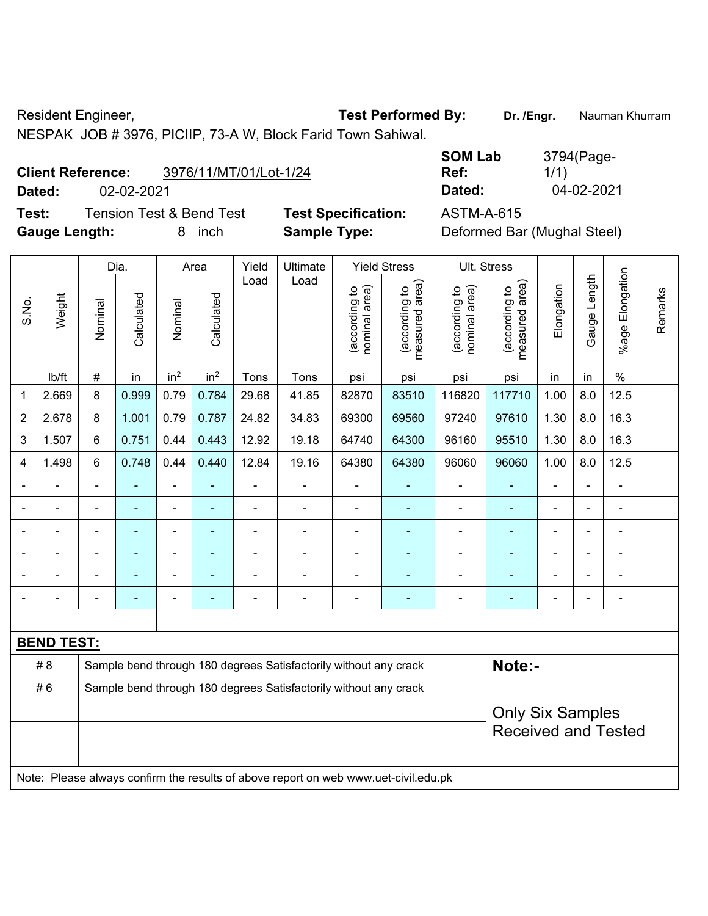Resident Engineer, **Test Performed By:** **Dr. /Engr.** Nauman Khurram

NESPAK JOB # 3976, PICIIP, 73-A W, Block Farid Town Sahiwal.

**Client Reference:** 3976/11/MT/01/Lot-1/24 **SOM Lab Ref:** 3794(Page-1/1)

**Dated:** 02-02-2021 **Dated:** 04-02-2021

**Test:** Tension Test & Bend Test **Test Specification:** ASTM-A-615

**Gauge Length:** 8 inch **Sample Type:** Deformed Bar (Mughal Steel)

| S.No. | Weight | Dia. | | Area | | Yield Load | Ultimate Load | Yield Stress | | Ult. Stress | | Elongation | Gauge Length | %age Elongation | Remarks |
|---|---|---|---|---|---|---|---|---|---|---|---|---|---|---|---|
| | | Nominal | Calculated | Nominal | Calculated | | | (according to nominal area) | (according to measured area) | (according to nominal area) | (according to measured area) | | | | |
| | lb/ft | # | in | in$^2$ | in$^2$ | Tons | Tons | psi | psi | psi | psi | in | in | % | |
| 1 | 2.669 | 8 | 0.999 | 0.79 | 0.784 | 29.68 | 41.85 | 82870 | 83510 | 116820 | 117710 | 1.00 | 8.0 | 12.5 | |
| 2 | 2.678 | 8 | 1.001 | 0.79 | 0.787 | 24.82 | 34.83 | 69300 | 69560 | 97240 | 97610 | 1.30 | 8.0 | 16.3 | |
| 3 | 1.507 | 6 | 0.751 | 0.44 | 0.443 | 12.92 | 19.18 | 64740 | 64300 | 96160 | 95510 | 1.30 | 8.0 | 16.3 | |
| 4 | 1.498 | 6 | 0.748 | 0.44 | 0.440 | 12.84 | 19.16 | 64380 | 64380 | 96060 | 96060 | 1.00 | 8.0 | 12.5 | |
| - | - | - | - | - | - | - | - | - | - | - | - | - | - | - | |
| - | - | - | - | - | - | - | - | - | - | - | - | - | - | - | |
| - | - | - | - | - | - | - | - | - | - | - | - | - | - | - | |
| - | - | - | - | - | - | - | - | - | - | - | - | - | - | - | |
| - | - | - | - | - | - | - | - | - | - | - | - | - | - | - | |
| - | - | - | - | - | - | - | - | - | - | - | - | - | - | - | |

**BEND TEST:**

| | | |
|---|---|---|
| # 8 | Sample bend through 180 degrees Satisfactorily without any crack | **Note:-** |
| # 6 | Sample bend through 180 degrees Satisfactorily without any crack | Only Six Samples Received and Tested |

Note: Please always confirm the results of above report on web www.uet-civil.edu.pk